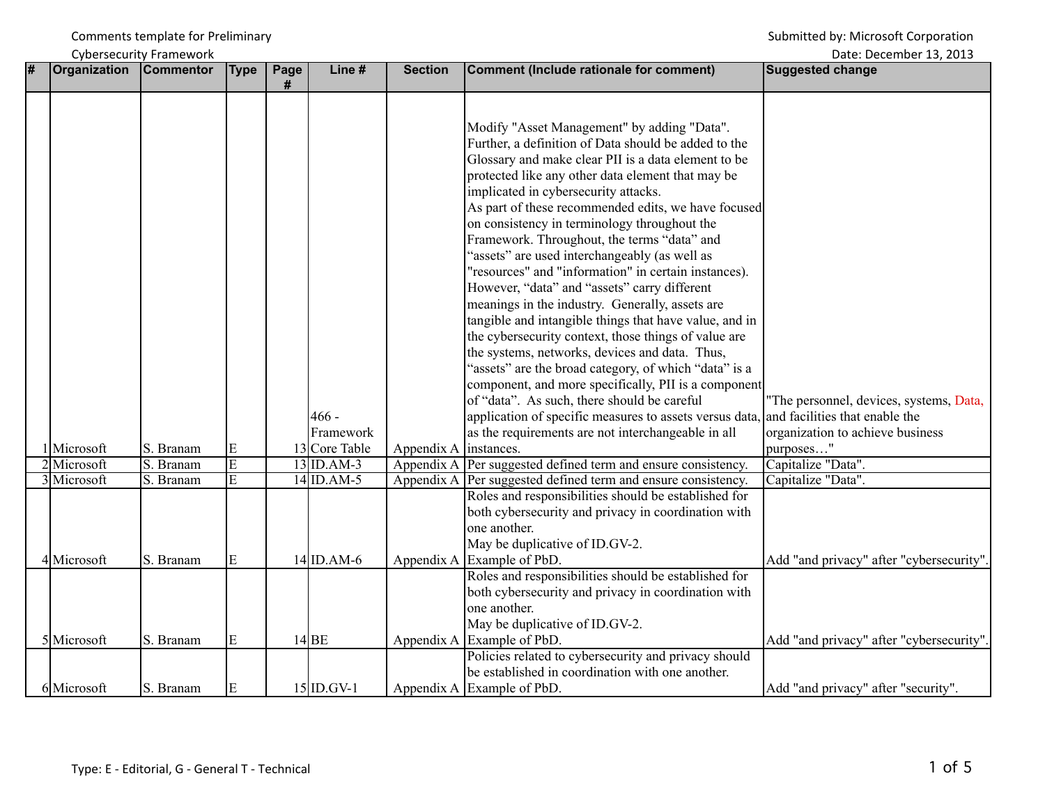Comments template for Preliminary Cybersecurity Framework

Submitted by: Microsoft Corporation
Date: December 13, 2013

| # | Organization | Commentor | Type | Page # | Line # | Section | Comment (Include rationale for comment) | Suggested change |
|---|---|---|---|---|---|---|---|---|
| 1 | Microsoft | S. Branam | E | 13 | 466 - Framework Core Table | Appendix A | Modify "Asset Management" by adding "Data". Further, a definition of Data should be added to the Glossary and make clear PII is a data element to be protected like any other data element that may be implicated in cybersecurity attacks. As part of these recommended edits, we have focused on consistency in terminology throughout the Framework. Throughout, the terms "data" and "assets" are used interchangeably (as well as "resources" and "information" in certain instances). However, "data" and "assets" carry different meanings in the industry. Generally, assets are tangible and intangible things that have value, and in the cybersecurity context, those things of value are the systems, networks, devices and data. Thus, "assets" are the broad category, of which "data" is a component, and more specifically, PII is a component of "data". As such, there should be careful application of specific measures to assets versus data, as the requirements are not interchangeable in all instances. | "The personnel, devices, systems, Data, and facilities that enable the organization to achieve business purposes…" |
| 2 | Microsoft | S. Branam | E | 13 | ID.AM-3 | Appendix A | Per suggested defined term and ensure consistency. | Capitalize "Data". |
| 3 | Microsoft | S. Branam | E | 14 | ID.AM-5 | Appendix A | Per suggested defined term and ensure consistency. | Capitalize "Data". |
| 4 | Microsoft | S. Branam | E | 14 | ID.AM-6 | Appendix A | Roles and responsibilities should be established for both cybersecurity and privacy in coordination with one another. May be duplicative of ID.GV-2. Example of PbD. | Add "and privacy" after "cybersecurity". |
| 5 | Microsoft | S. Branam | E | 14 | BE | Appendix A | Roles and responsibilities should be established for both cybersecurity and privacy in coordination with one another. May be duplicative of ID.GV-2. Example of PbD. | Add "and privacy" after "cybersecurity". |
| 6 | Microsoft | S. Branam | E | 15 | ID.GV-1 | Appendix A | Policies related to cybersecurity and privacy should be established in coordination with one another. Example of PbD. | Add "and privacy" after "security". |

Type: E - Editorial, G - General T - Technical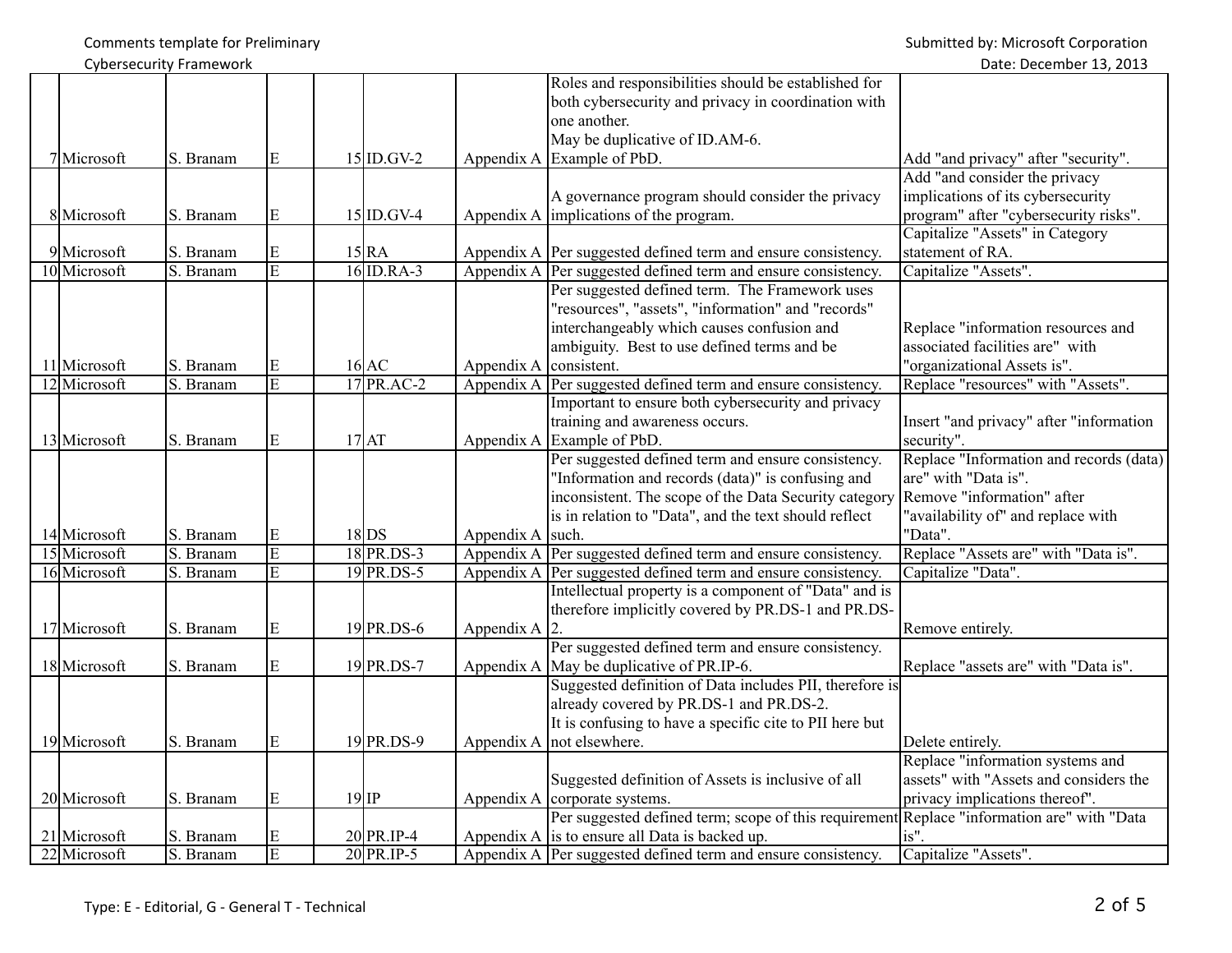Comments template for Preliminary Cybersecurity Framework

Submitted by: Microsoft Corporation
Date: December 13, 2013

| | | | | | | | | |
|---|---|---|---|---|---|---|---|---|
| 7 | Microsoft | S. Branam | E | 15 | ID.GV-2 | Appendix A | Roles and responsibilities should be established for both cybersecurity and privacy in coordination with one another. May be duplicative of ID.AM-6. Example of PbD. | Add "and privacy" after "security". |
| 8 | Microsoft | S. Branam | E | 15 | ID.GV-4 | Appendix A | A governance program should consider the privacy implications of the program. | Add "and consider the privacy implications of its cybersecurity program" after "cybersecurity risks". |
| 9 | Microsoft | S. Branam | E | 15 | RA | Appendix A | Per suggested defined term and ensure consistency. | Capitalize "Assets" in Category statement of RA. |
| 10 | Microsoft | S. Branam | E | 16 | ID.RA-3 | Appendix A | Per suggested defined term and ensure consistency. | Capitalize "Assets". |
| 11 | Microsoft | S. Branam | E | 16 | AC | Appendix A | Per suggested defined term. The Framework uses "resources", "assets", "information" and "records" interchangeably which causes confusion and ambiguity. Best to use defined terms and be consistent. | Replace "information resources and associated facilities are" with "organizational Assets is". |
| 12 | Microsoft | S. Branam | E | 17 | PR.AC-2 | Appendix A | Per suggested defined term and ensure consistency. | Replace "resources" with "Assets". |
| 13 | Microsoft | S. Branam | E | 17 | AT | Appendix A | Important to ensure both cybersecurity and privacy training and awareness occurs. Example of PbD. | Insert "and privacy" after "information security". |
| 14 | Microsoft | S. Branam | E | 18 | DS | Appendix A | Per suggested defined term and ensure consistency. "Information and records (data)" is confusing and inconsistent. The scope of the Data Security category is in relation to "Data", and the text should reflect such. | Replace "Information and records (data) are" with "Data is". Remove "information" after "availability of" and replace with "Data". |
| 15 | Microsoft | S. Branam | E | 18 | PR.DS-3 | Appendix A | Per suggested defined term and ensure consistency. | Replace "Assets are" with "Data is". |
| 16 | Microsoft | S. Branam | E | 19 | PR.DS-5 | Appendix A | Per suggested defined term and ensure consistency. | Capitalize "Data". |
| 17 | Microsoft | S. Branam | E | 19 | PR.DS-6 | Appendix A | Intellectual property is a component of "Data" and is therefore implicitly covered by PR.DS-1 and PR.DS-2. | Remove entirely. |
| 18 | Microsoft | S. Branam | E | 19 | PR.DS-7 | Appendix A | Per suggested defined term and ensure consistency. May be duplicative of PR.IP-6. | Replace "assets are" with "Data is". |
| 19 | Microsoft | S. Branam | E | 19 | PR.DS-9 | Appendix A | Suggested definition of Data includes PII, therefore is already covered by PR.DS-1 and PR.DS-2. It is confusing to have a specific cite to PII here but not elsewhere. | Delete entirely. |
| 20 | Microsoft | S. Branam | E | 19 | IP | Appendix A | Suggested definition of Assets is inclusive of all corporate systems. | Replace "information systems and assets" with "Assets and considers the privacy implications thereof". |
| 21 | Microsoft | S. Branam | E | 20 | PR.IP-4 | Appendix A | Per suggested defined term; scope of this requirement is to ensure all Data is backed up. | Replace "information are" with "Data is". |
| 22 | Microsoft | S. Branam | E | 20 | PR.IP-5 | Appendix A | Per suggested defined term and ensure consistency. | Capitalize "Assets". |

Type: E - Editorial, G - General T - Technical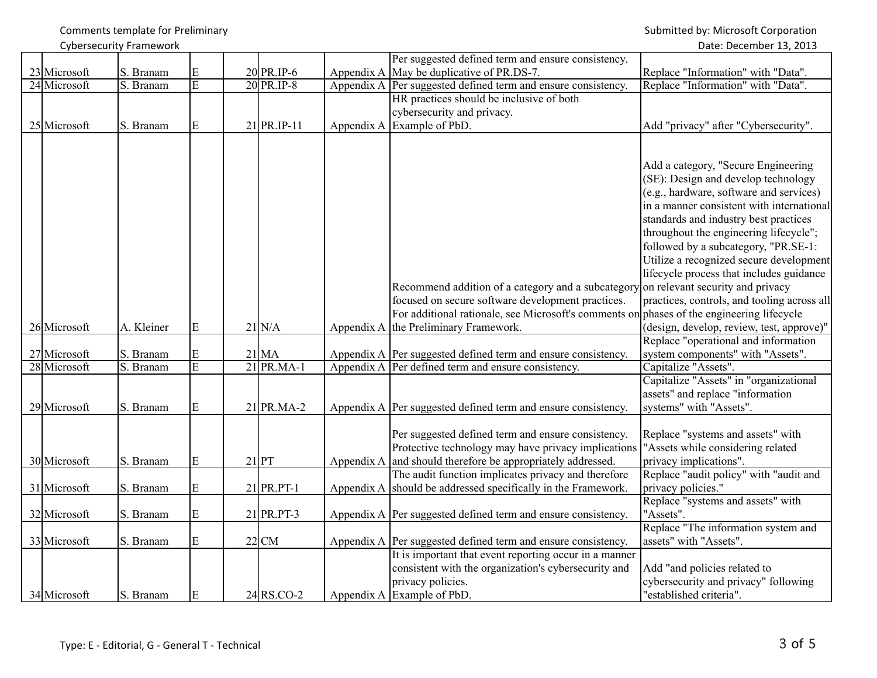| | | | | | | | | |
|---|---|---|---|---|---|---|---|---|
| 23 | Microsoft | S. Branam | E | 20 | PR.IP-6 | Appendix A | Per suggested defined term and ensure consistency. May be duplicative of PR.DS-7. | Replace "Information" with "Data". |
| 24 | Microsoft | S. Branam | E | 20 | PR.IP-8 | Appendix A | Per suggested defined term and ensure consistency. | Replace "Information" with "Data". |
| 25 | Microsoft | S. Branam | E | 21 | PR.IP-11 | Appendix A | HR practices should be inclusive of both cybersecurity and privacy. Example of PbD. | Add "privacy" after "Cybersecurity". |
| 26 | Microsoft | A. Kleiner | E | 21 | N/A | Appendix A | Recommend addition of a category and a subcategory focused on secure software development practices. For additional rationale, see Microsoft's comments on the Preliminary Framework. | Add a category, "Secure Engineering (SE): Design and develop technology (e.g., hardware, software and services) in a manner consistent with international standards and industry best practices throughout the engineering lifecycle"; followed by a subcategory, "PR.SE-1: Utilize a recognized secure development lifecycle process that includes guidance on relevant security and privacy practices, controls, and tooling across all phases of the engineering lifecycle (design, develop, review, test, approve)" |
| 27 | Microsoft | S. Branam | E | 21 | MA | Appendix A | Per suggested defined term and ensure consistency. | Replace "operational and information system components" with "Assets". |
| 28 | Microsoft | S. Branam | E | 21 | PR.MA-1 | Appendix A | Per defined term and ensure consistency. | Capitalize "Assets". |
| 29 | Microsoft | S. Branam | E | 21 | PR.MA-2 | Appendix A | Per suggested defined term and ensure consistency. | Capitalize "Assets" in "organizational assets" and replace "information systems" with "Assets". |
| 30 | Microsoft | S. Branam | E | 21 | PT | Appendix A | Per suggested defined term and ensure consistency. Protective technology may have privacy implications and should therefore be appropriately addressed. | Replace "systems and assets" with "Assets while considering related privacy implications". |
| 31 | Microsoft | S. Branam | E | 21 | PR.PT-1 | Appendix A | The audit function implicates privacy and therefore should be addressed specifically in the Framework. | Replace "audit policy" with "audit and privacy policies." |
| 32 | Microsoft | S. Branam | E | 21 | PR.PT-3 | Appendix A | Per suggested defined term and ensure consistency. | Replace "systems and assets" with "Assets". |
| 33 | Microsoft | S. Branam | E | 22 | CM | Appendix A | Per suggested defined term and ensure consistency. | Replace "The information system and assets" with "Assets". |
| 34 | Microsoft | S. Branam | E | 24 | RS.CO-2 | Appendix A | It is important that event reporting occur in a manner consistent with the organization's cybersecurity and privacy policies. Example of PbD. | Add "and policies related to cybersecurity and privacy" following "established criteria". |

Type: E - Editorial, G - General T - Technical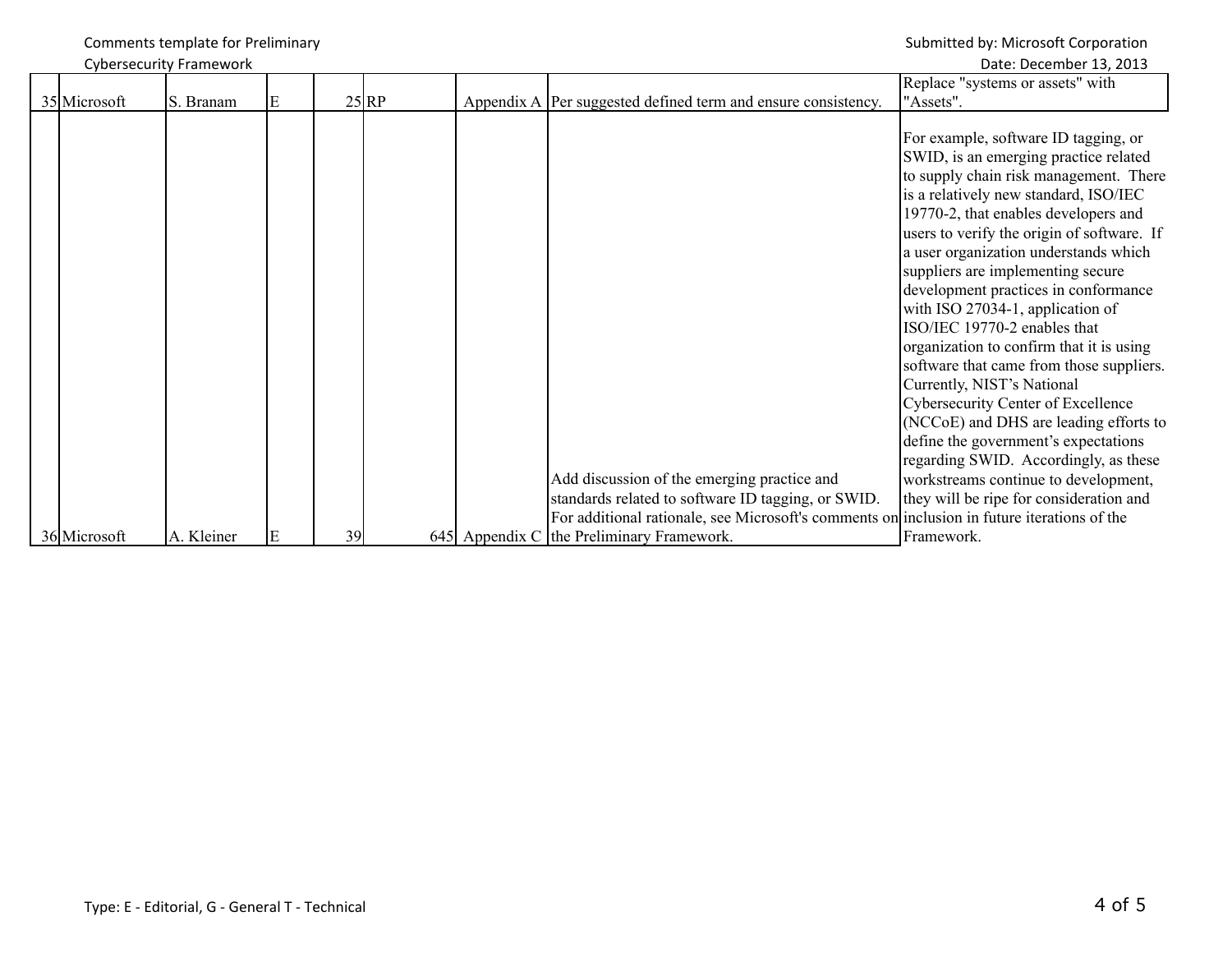| | | | | | | | | |
|---|---|---|---|---|---|---|---|---|
| 35 | Microsoft | S. Branam | E | 25 | RP | | Appendix A | Per suggested defined term and ensure consistency. | Replace "systems or assets" with "Assets". |
| 36 | Microsoft | A. Kleiner | E | 39 | | 645 | Appendix C | Add discussion of the emerging practice and standards related to software ID tagging, or SWID. For additional rationale, see Microsoft's comments on the Preliminary Framework. | For example, software ID tagging, or SWID, is an emerging practice related to supply chain risk management. There is a relatively new standard, ISO/IEC 19770-2, that enables developers and users to verify the origin of software. If a user organization understands which suppliers are implementing secure development practices in conformance with ISO 27034-1, application of ISO/IEC 19770-2 enables that organization to confirm that it is using software that came from those suppliers. Currently, NIST's National Cybersecurity Center of Excellence (NCCoE) and DHS are leading efforts to define the government's expectations regarding SWID. Accordingly, as these workstreams continue to development, they will be ripe for consideration and inclusion in future iterations of the Framework. |

Type: E - Editorial, G - General T - Technical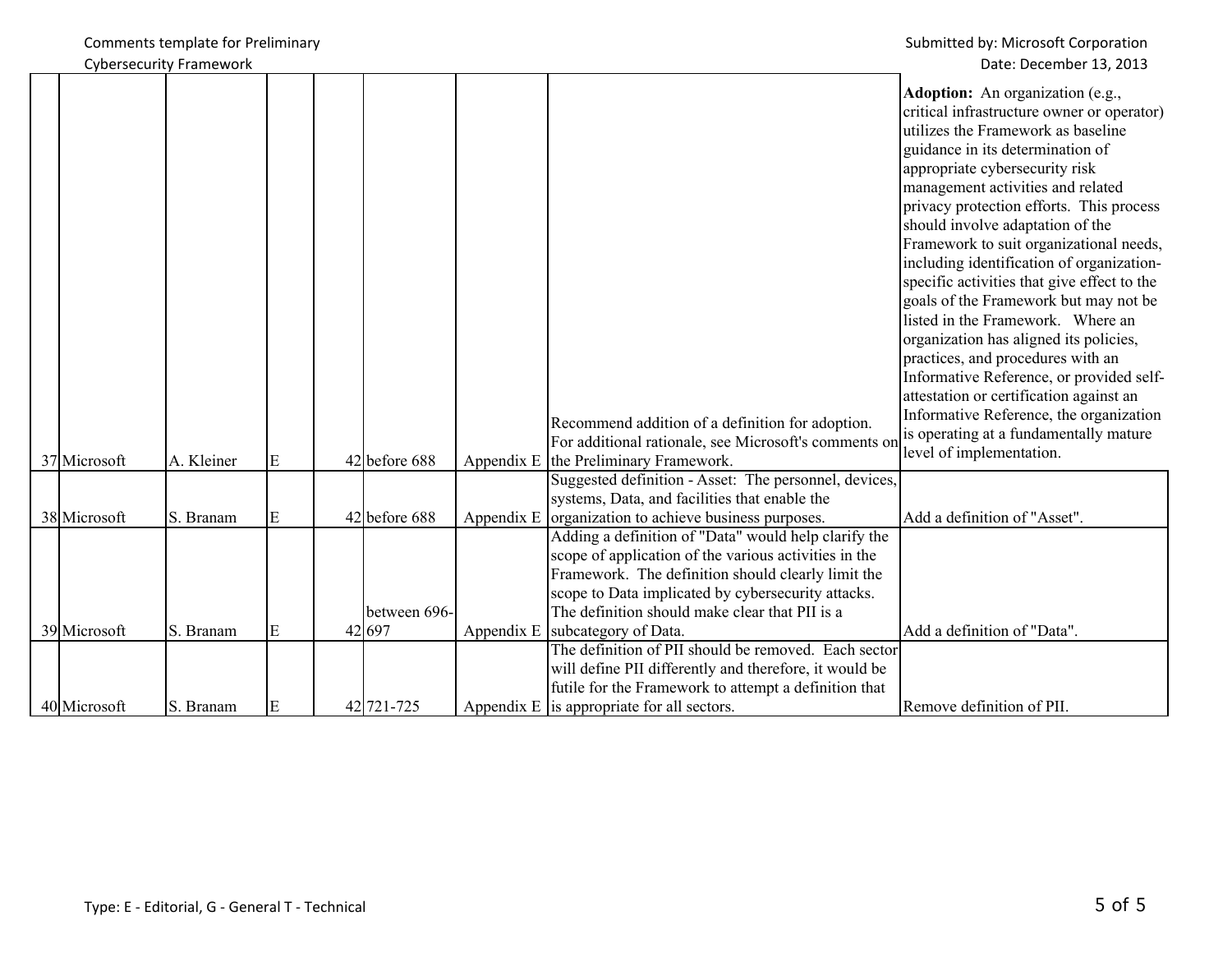| | | | | | | | | |
|---|---|---|---|---|---|---|---|---|
| 37 | Microsoft | A. Kleiner | E | 42 | before 688 | Appendix E | Recommend addition of a definition for adoption. For additional rationale, see Microsoft's comments on the Preliminary Framework. | **Adoption:** An organization (e.g., critical infrastructure owner or operator) utilizes the Framework as baseline guidance in its determination of appropriate cybersecurity risk management activities and related privacy protection efforts. This process should involve adaptation of the Framework to suit organizational needs, including identification of organization-specific activities that give effect to the goals of the Framework but may not be listed in the Framework. Where an organization has aligned its policies, practices, and procedures with an Informative Reference, or provided self-attestation or certification against an Informative Reference, the organization is operating at a fundamentally mature level of implementation. |
| 38 | Microsoft | S. Branam | E | 42 | before 688 | Appendix E | Suggested definition - Asset: The personnel, devices, systems, Data, and facilities that enable the organization to achieve business purposes. | Add a definition of "Asset". |
| 39 | Microsoft | S. Branam | E | 42 | between 696-697 | Appendix E | Adding a definition of "Data" would help clarify the scope of application of the various activities in the Framework. The definition should clearly limit the scope to Data implicated by cybersecurity attacks. The definition should make clear that PII is a subcategory of Data. | Add a definition of "Data". |
| 40 | Microsoft | S. Branam | E | 42 | 721-725 | Appendix E | The definition of PII should be removed. Each sector will define PII differently and therefore, it would be futile for the Framework to attempt a definition that is appropriate for all sectors. | Remove definition of PII. |

Type: E - Editorial, G - General T - Technical